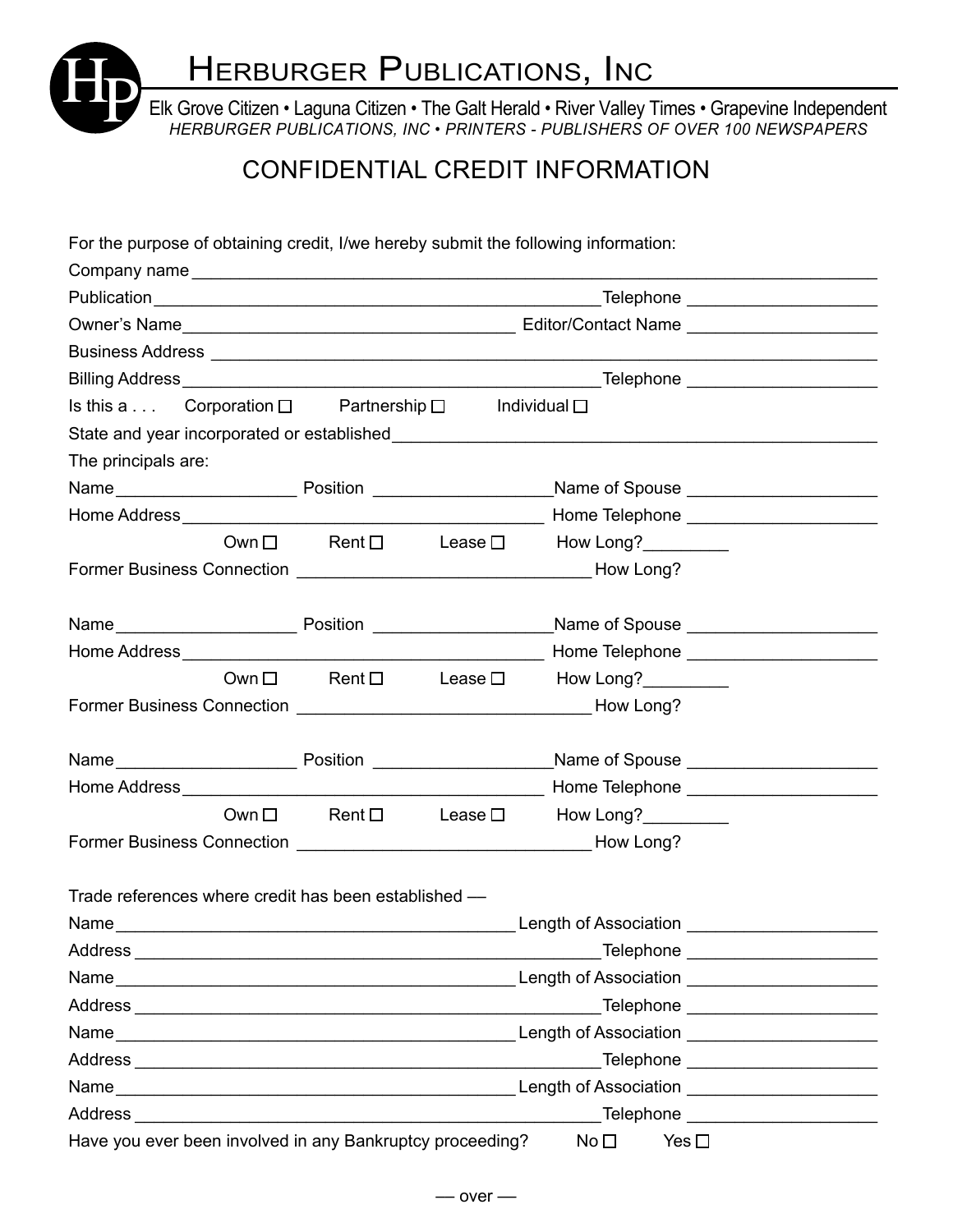# Herburger Publications, Inc

Elk Grove Citizen • Laguna Citizen • The Galt Herald • River Valley Times • Grapevine Independent

*HERBURGER PUBLICATIONS, INC • PRINTERS - PUBLISHERS OF OVER 100 NEWSPAPERS*

## CONFIDENTIAL CREDIT INFORMATION

For the purpose of obtaining credit, I/we hereby submit the following information:

Company name ______________________________________________________________

Publication ___________________________________________ Telephone ________________

Owner's Name _______________________________ Editor/Contact Name ________________

Business Address _____________________________________________________________

Billing Address ________________________________________ Telephone ________________

Is this a . . . Corporation ☐ Partnership ☐ Individual ☐

State and year incorporated or established ____________________________________________

The principals are:

Name _________________ Position _________________ Name of Spouse ________________

Home Address ____________________________________ Home Telephone ________________

Own ☐ Rent ☐ Lease ☐ How Long? _________

Former Business Connection ____________________________ How Long?

Name _________________ Position _________________ Name of Spouse ________________

Home Address ____________________________________ Home Telephone ________________

Own ☐ Rent ☐ Lease ☐ How Long? _________

Former Business Connection ____________________________ How Long?

Name _________________ Position _________________ Name of Spouse ________________

Home Address ____________________________________ Home Telephone ________________

Own ☐ Rent ☐ Lease ☐ How Long? _________

Former Business Connection ____________________________ How Long?

Trade references where credit has been established —

Name ________________________________________ Length of Association ________________

Address ________________________________________ Telephone ________________

Name ________________________________________ Length of Association ________________

Address ________________________________________ Telephone ________________

Name ________________________________________ Length of Association ________________

Address ________________________________________ Telephone ________________

Name ________________________________________ Length of Association ________________

Address ________________________________________ Telephone ________________

Have you ever been involved in any Bankruptcy proceeding? No ☐ Yes ☐

— over —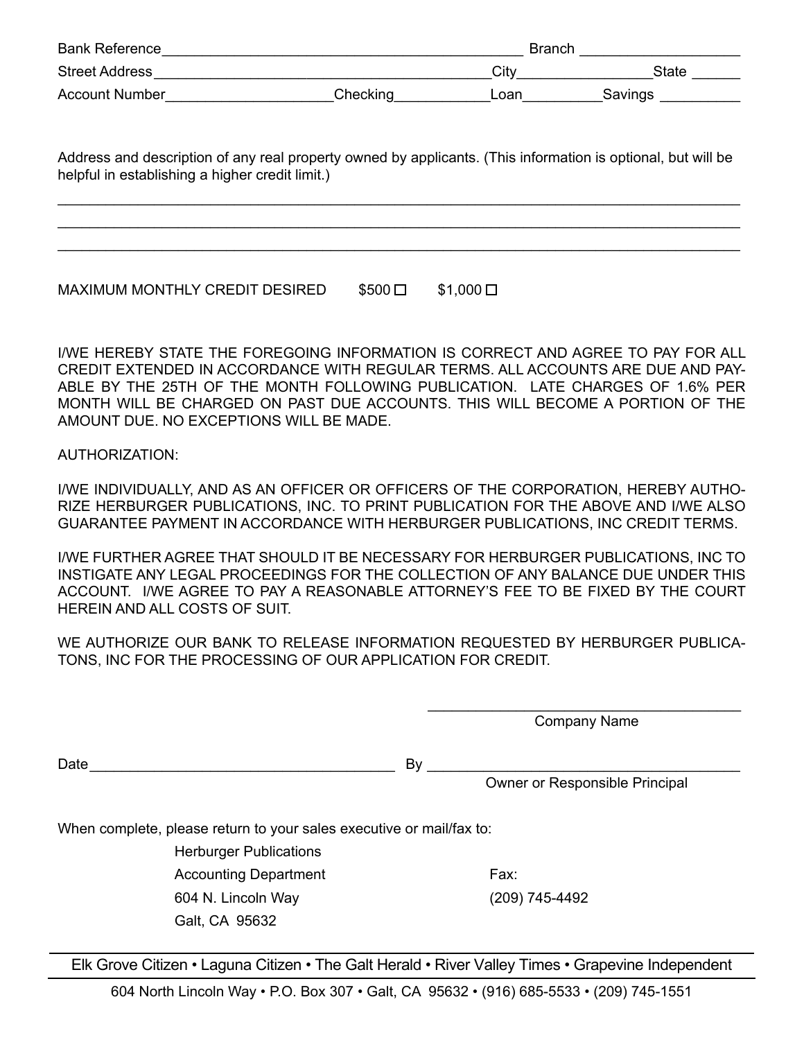Bank Reference_____________________________________________ Branch ___________________

Street Address_________________________________________City________________State ______

Account Number____________________Checking___________Loan_________Savings __________

Address and description of any real property owned by applicants. (This information is optional, but will be helpful in establishing a higher credit limit.)

_______________________________________________________________________________

_______________________________________________________________________________

_______________________________________________________________________________

MAXIMUM MONTHLY CREDIT DESIRED $500 ☐ $1,000 ☐

I/WE HEREBY STATE THE FOREGOING INFORMATION IS CORRECT AND AGREE TO PAY FOR ALL CREDIT EXTENDED IN ACCORDANCE WITH REGULAR TERMS. ALL ACCOUNTS ARE DUE AND PAYABLE BY THE 25TH OF THE MONTH FOLLOWING PUBLICATION. LATE CHARGES OF 1.6% PER MONTH WILL BE CHARGED ON PAST DUE ACCOUNTS. THIS WILL BECOME A PORTION OF THE AMOUNT DUE. NO EXCEPTIONS WILL BE MADE.

AUTHORIZATION:

I/WE INDIVIDUALLY, AND AS AN OFFICER OR OFFICERS OF THE CORPORATION, HEREBY AUTHORIZE HERBURGER PUBLICATIONS, INC. TO PRINT PUBLICATION FOR THE ABOVE AND I/WE ALSO GUARANTEE PAYMENT IN ACCORDANCE WITH HERBURGER PUBLICATIONS, INC CREDIT TERMS.

I/WE FURTHER AGREE THAT SHOULD IT BE NECESSARY FOR HERBURGER PUBLICATIONS, INC TO INSTIGATE ANY LEGAL PROCEEDINGS FOR THE COLLECTION OF ANY BALANCE DUE UNDER THIS ACCOUNT. I/WE AGREE TO PAY A REASONABLE ATTORNEY'S FEE TO BE FIXED BY THE COURT HEREIN AND ALL COSTS OF SUIT.

WE AUTHORIZE OUR BANK TO RELEASE INFORMATION REQUESTED BY HERBURGER PUBLICATONS, INC FOR THE PROCESSING OF OUR APPLICATION FOR CREDIT.

_________________________________________
Company Name

Date_______________________________________ By _________________________________________
Owner or Responsible Principal

When complete, please return to your sales executive or mail/fax to:

Herburger Publications
Accounting Department
604 N. Lincoln Way
Galt, CA 95632

Fax:
(209) 745-4492

Elk Grove Citizen • Laguna Citizen • The Galt Herald • River Valley Times • Grapevine Independent

604 North Lincoln Way • P.O. Box 307 • Galt, CA 95632 • (916) 685-5533 • (209) 745-1551